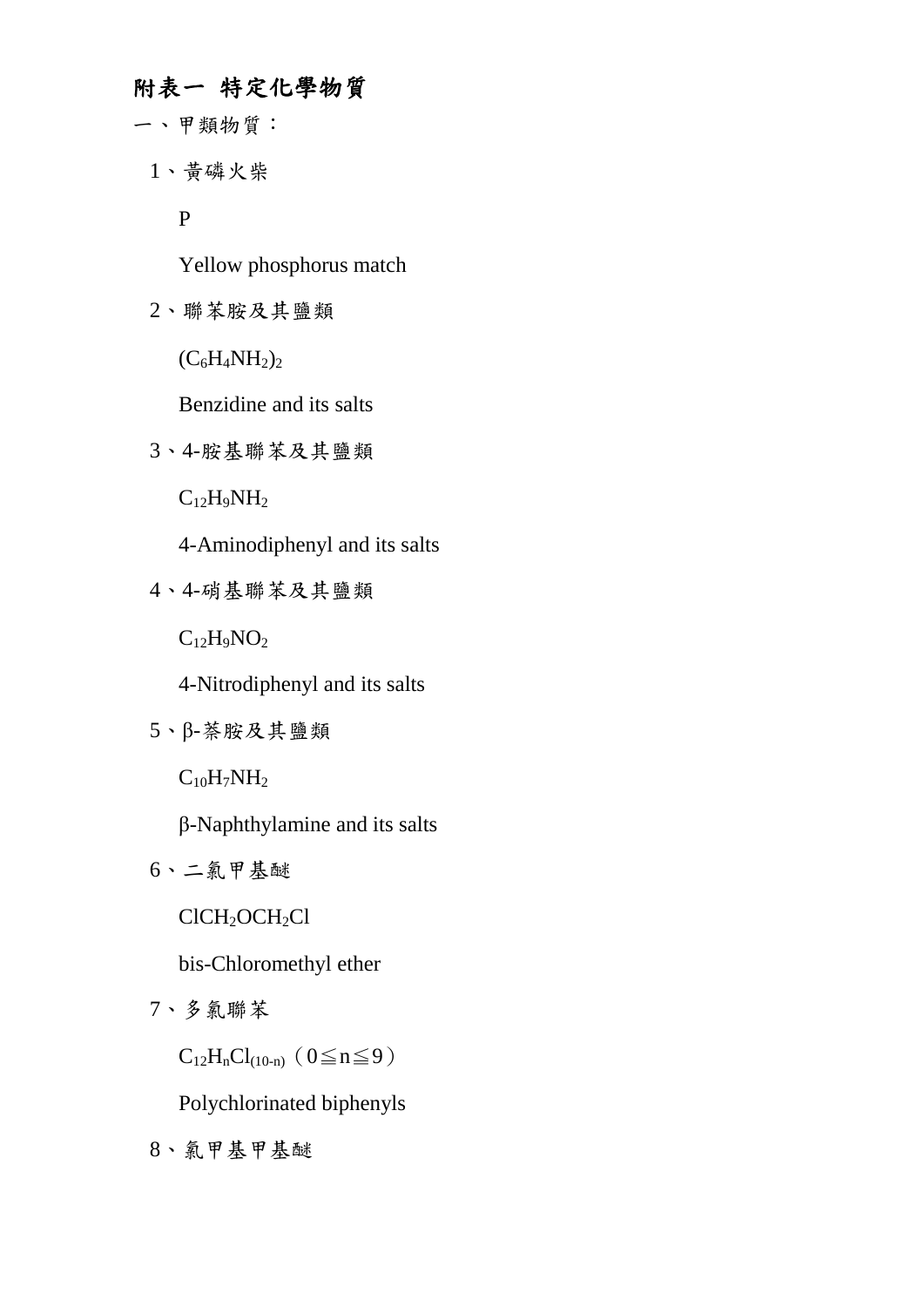# 附表一 特定化學物質

一、甲類物質：

1、黃磷火柴

P

Yellow phosphorus match

2、聯苯胺及其鹽類

$(C_6H_4NH_2)_2$

Benzidine and its salts

3、4-胺基聯苯及其鹽類

$C_{12}H_9NH_2$

4-Aminodiphenyl and its salts

4、4-硝基聯苯及其鹽類

$C_{12}H_9NO_2$

4-Nitrodiphenyl and its salts

5、β-萘胺及其鹽類

$C_{10}H_7NH_2$

β-Naphthylamine and its salts

6、二氯甲基醚

$ClCH_2OCH_2Cl$

bis-Chloromethyl ether

7、多氯聯苯

$C_{12}H_nCl_{(10-n)}$（$0 \leqq n \leqq 9$）

Polychlorinated biphenyls

8、氯甲基甲基醚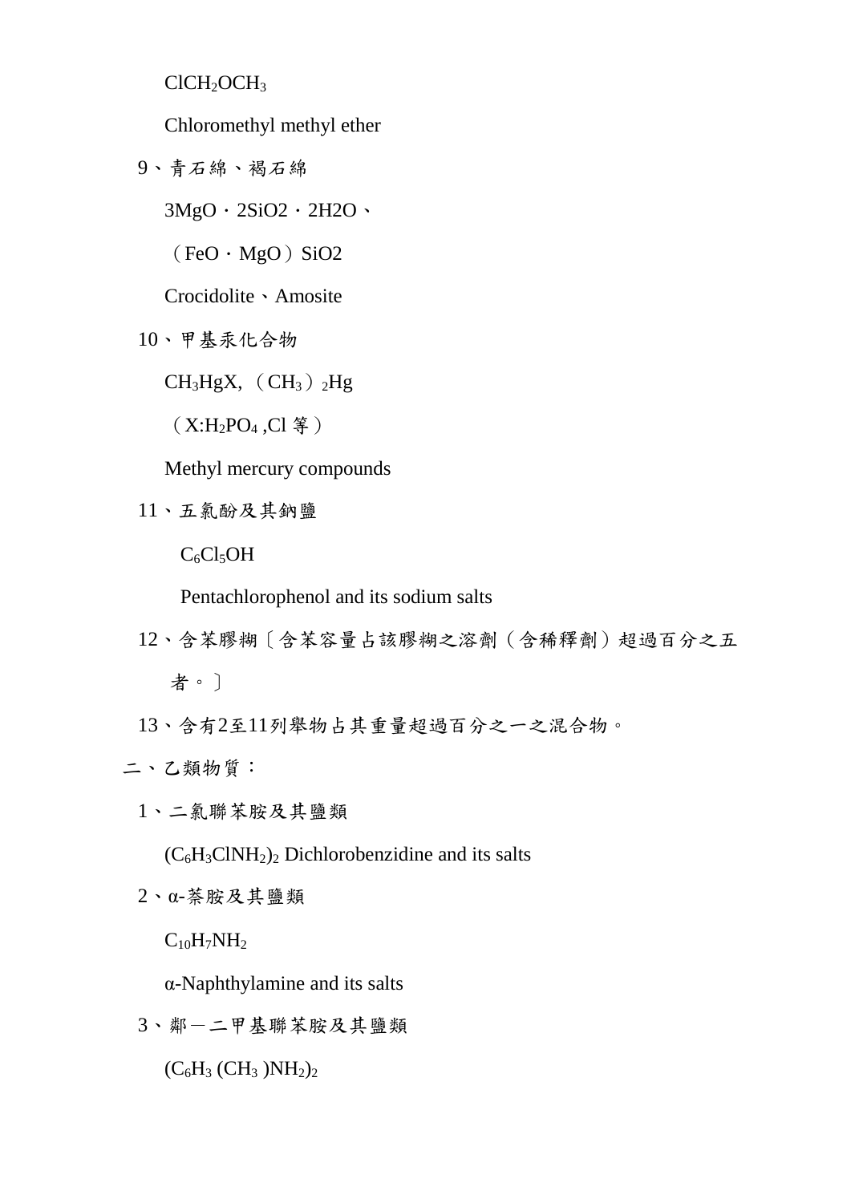$ClCH_2OCH_3$

Chloromethyl methyl ether

9、青石綿、褐石綿

3MgO・2SiO2・2H2O、

（FeO・MgO）SiO2

Crocidolite、Amosite

10、甲基汞化合物

$CH_3HgX$,（$CH_3$）$_2$Hg

（X:$H_2PO_4$ ,Cl 等）

Methyl mercury compounds

11、五氯酚及其鈉鹽

$C_6Cl_5OH$

Pentachlorophenol and its sodium salts

12、含苯膠糊〔含苯容量占該膠糊之溶劑（含稀釋劑）超過百分之五者。〕

13、含有2至11列舉物占其重量超過百分之一之混合物。

二、乙類物質：

1、二氯聯苯胺及其鹽類

$(C_6H_3ClNH_2)_2$ Dichlorobenzidine and its salts

2、α-萘胺及其鹽類

$C_{10}H_7NH_2$

α-Naphthylamine and its salts

3、鄰－二甲基聯苯胺及其鹽類

$(C_6H_3(CH_3)NH_2)_2$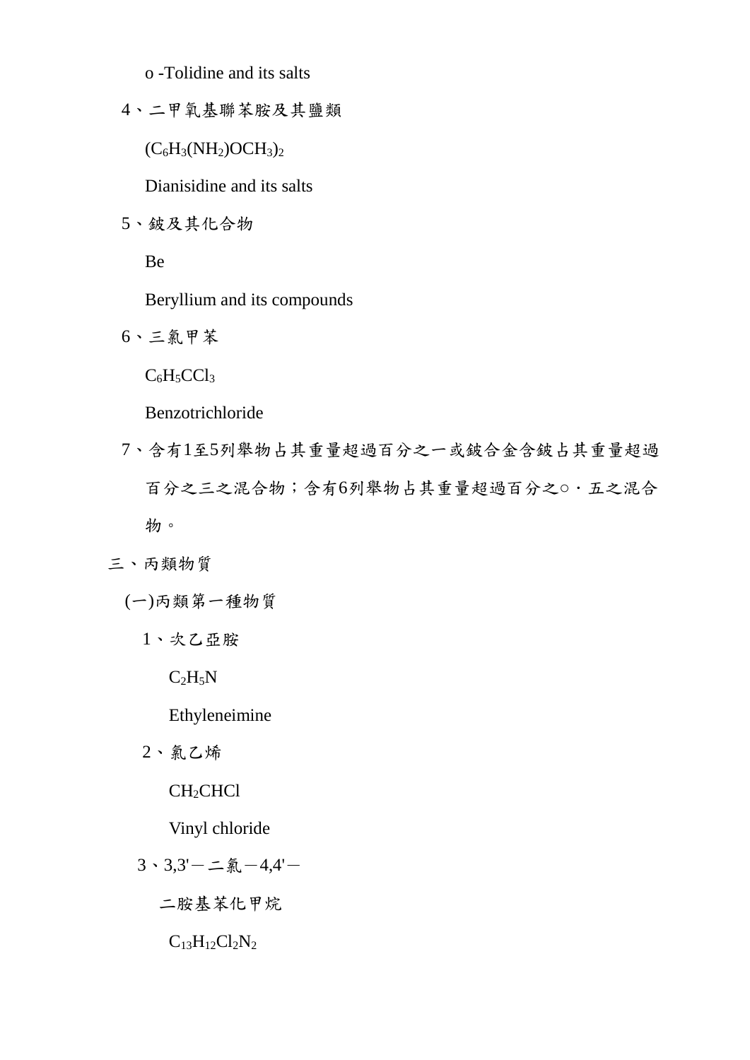o -Tolidine and its salts

4、二甲氧基聯苯胺及其鹽類

$(C_6H_3(NH_2)OCH_3)_2$

Dianisidine and its salts

5、鈹及其化合物

Be

Beryllium and its compounds

6、三氯甲苯

$C_6H_5CCl_3$

Benzotrichloride

7、含有1至5列舉物占其重量超過百分之一或鈹合金含鈹占其重量超過百分之三之混合物；含有6列舉物占其重量超過百分之○・五之混合物。

三、丙類物質

(一)丙類第一種物質

1、次乙亞胺

$C_2H_5N$

Ethyleneimine

2、氯乙烯

$CH_2CHCl$

Vinyl chloride

3、3,3'－二氯－4,4'－二胺基苯化甲烷

$C_{13}H_{12}Cl_2N_2$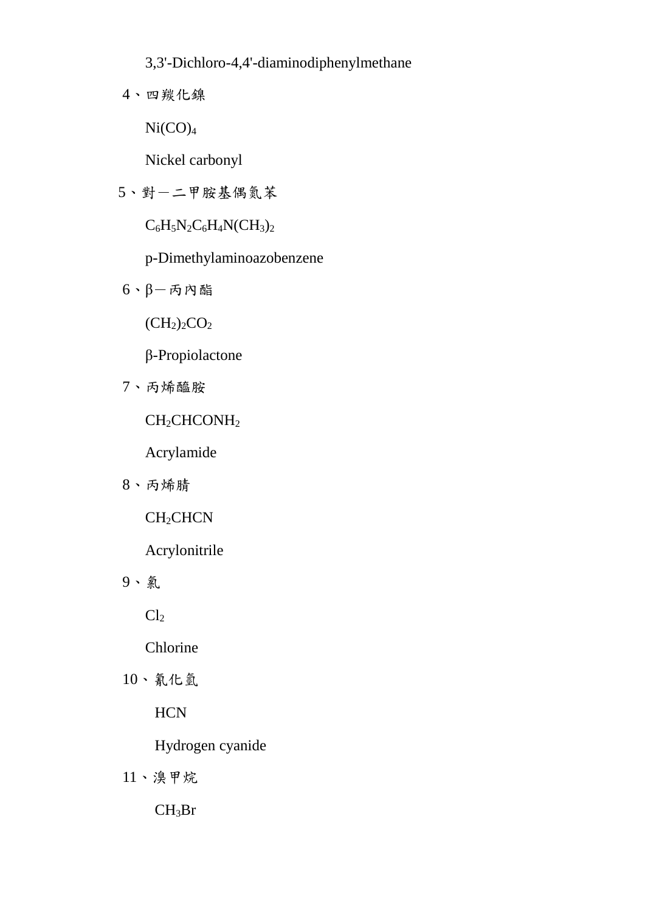3,3'-Dichloro-4,4'-diaminodiphenylmethane

4、四羰化鎳

$Ni(CO)_4$

Nickel carbonyl

5、對－二甲胺基偶氮苯

$C_6H_5N_2C_6H_4N(CH_3)_2$

p-Dimethylaminoazobenzene

6、β－丙內酯

$(CH_2)_2CO_2$

β-Propiolactone

7、丙烯醯胺

$CH_2CHCONH_2$

Acrylamide

8、丙烯腈

$CH_2CHCN$

Acrylonitrile

9、氯

$Cl_2$

Chlorine

10、氰化氫

HCN

Hydrogen cyanide

11、溴甲烷

$CH_3Br$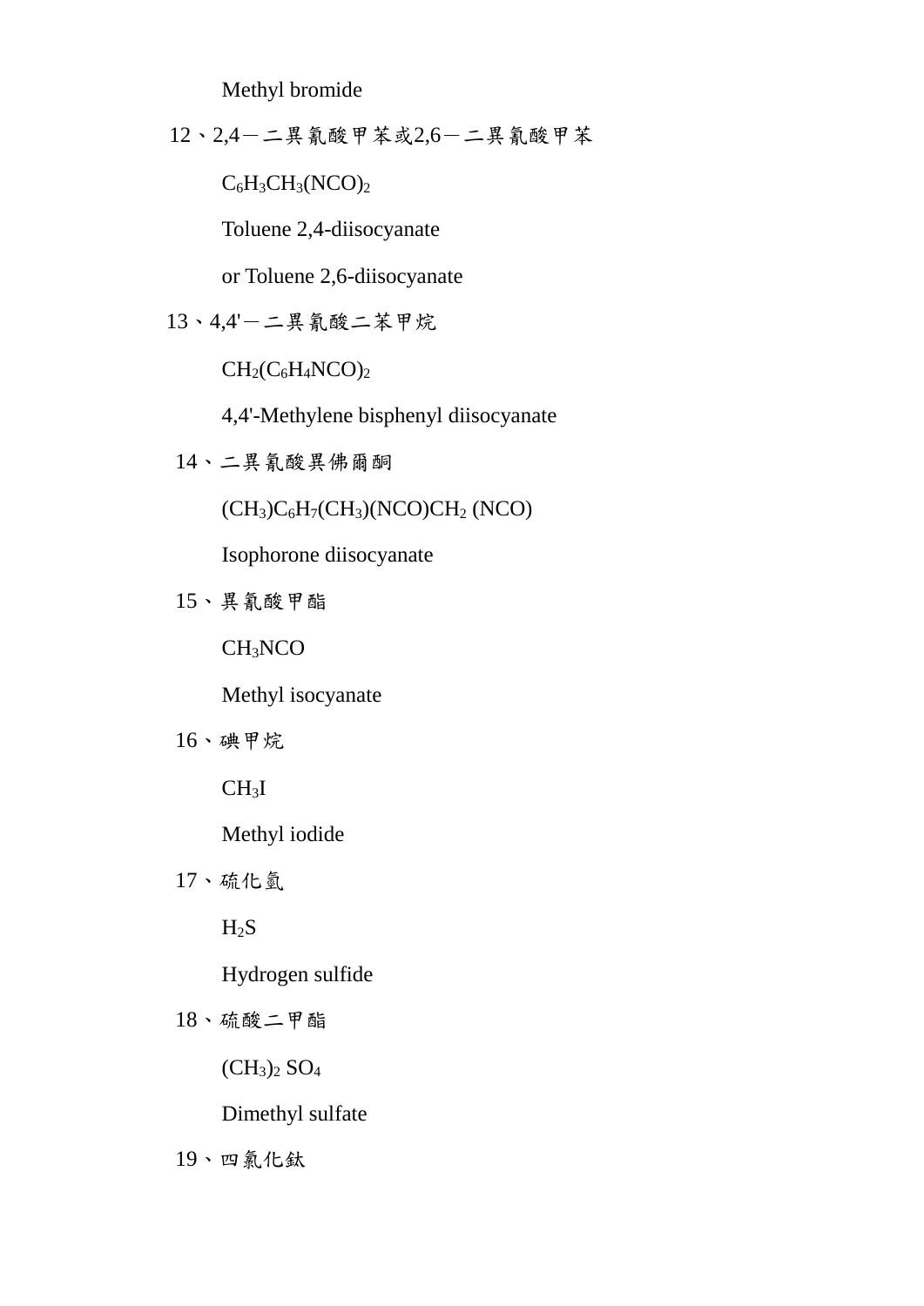Methyl bromide

12、2,4－二異氰酸甲苯或2,6－二異氰酸甲苯

$C_6H_3CH_3(NCO)_2$

Toluene 2,4-diisocyanate

or Toluene 2,6-diisocyanate

13、4,4'－二異氰酸二苯甲烷

$CH_2(C_6H_4NCO)_2$

4,4'-Methylene bisphenyl diisocyanate

14、二異氰酸異佛爾酮

$(CH_3)C_6H_7(CH_3)(NCO)CH_2(NCO)$

Isophorone diisocyanate

15、異氰酸甲酯

$CH_3NCO$

Methyl isocyanate

16、碘甲烷

$CH_3I$

Methyl iodide

17、硫化氫

$H_2S$

Hydrogen sulfide

18、硫酸二甲酯

$(CH_3)_2SO_4$

Dimethyl sulfate

19、四氯化鈦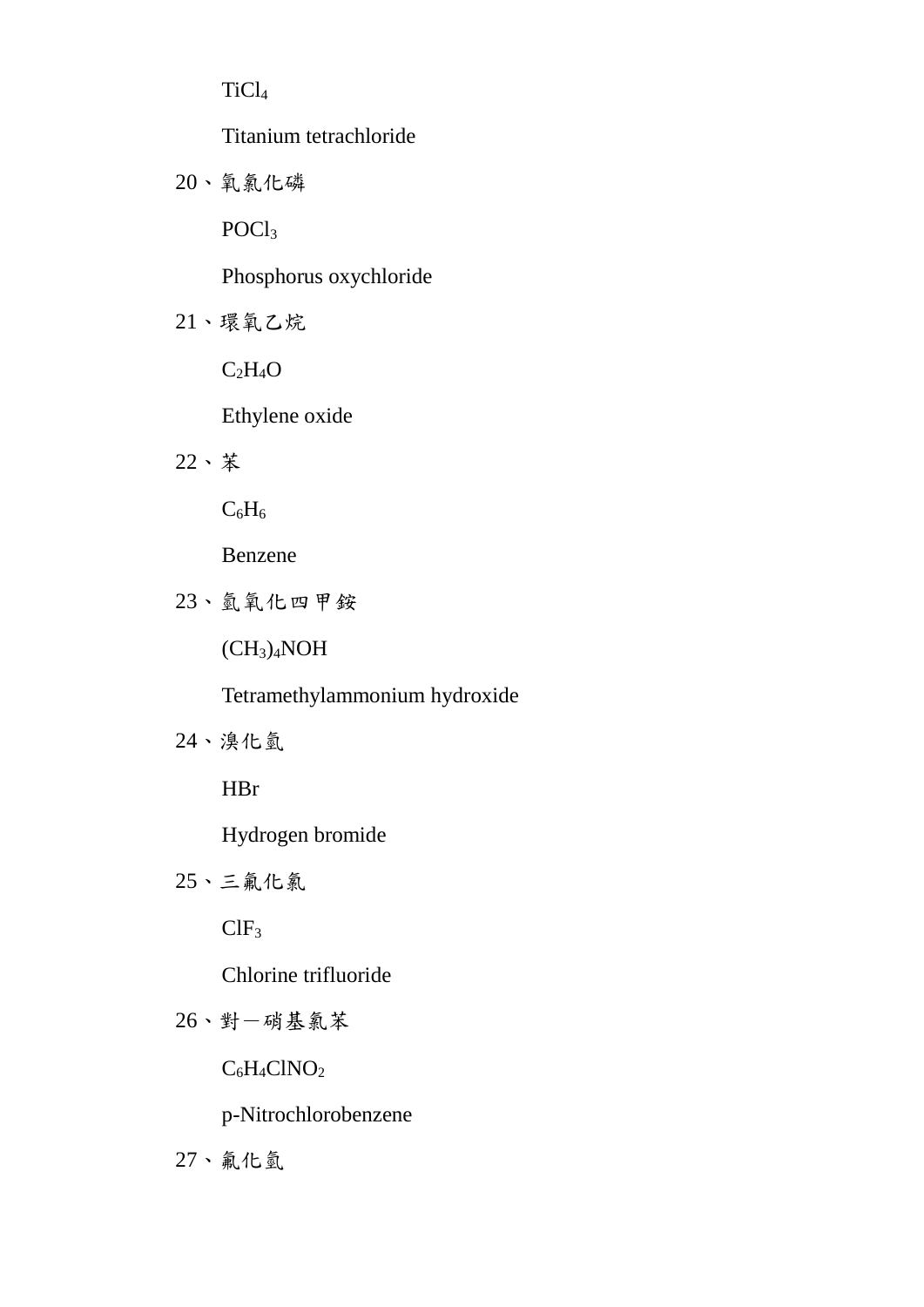$TiCl_4$

Titanium tetrachloride

20、氧氯化磷

$POCl_3$

Phosphorus oxychloride

21、環氧乙烷

$C_2H_4O$

Ethylene oxide

22、苯

$C_6H_6$

Benzene

23、氫氧化四甲銨

$(CH_3)_4NOH$

Tetramethylammonium hydroxide

24、溴化氫

HBr

Hydrogen bromide

25、三氟化氯

$ClF_3$

Chlorine trifluoride

26、對－硝基氯苯

$C_6H_4ClNO_2$

p-Nitrochlorobenzene

27、氟化氫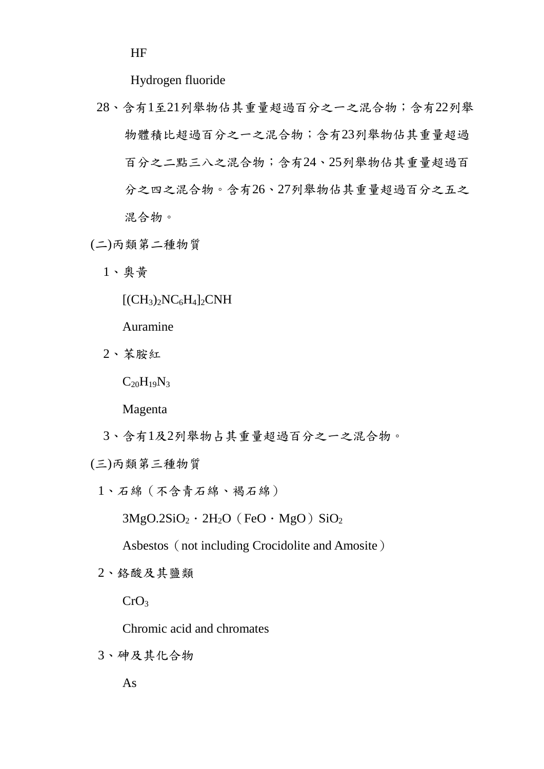HF

Hydrogen fluoride

28、含有1至21列舉物佔其重量超過百分之一之混合物；含有22列舉物體積比超過百分之一之混合物；含有23列舉物佔其重量超過百分之二點三八之混合物；含有24、25列舉物佔其重量超過百分之四之混合物。含有26、27列舉物佔其重量超過百分之五之混合物。

(二)丙類第二種物質

1、奧黃

$[(CH_3)_2NC_6H_4]_2CNH$

Auramine

2、苯胺紅

$C_{20}H_{19}N_3$

Magenta

3、含有1及2列舉物占其重量超過百分之一之混合物。

(三)丙類第三種物質

1、石綿（不含青石綿、褐石綿）

$3MgO.2SiO_2 \cdot 2H_2O$（$FeO \cdot MgO$）$SiO_2$

Asbestos（not including Crocidolite and Amosite）

2、鉻酸及其鹽類

$CrO_3$

Chromic acid and chromates

3、砷及其化合物

As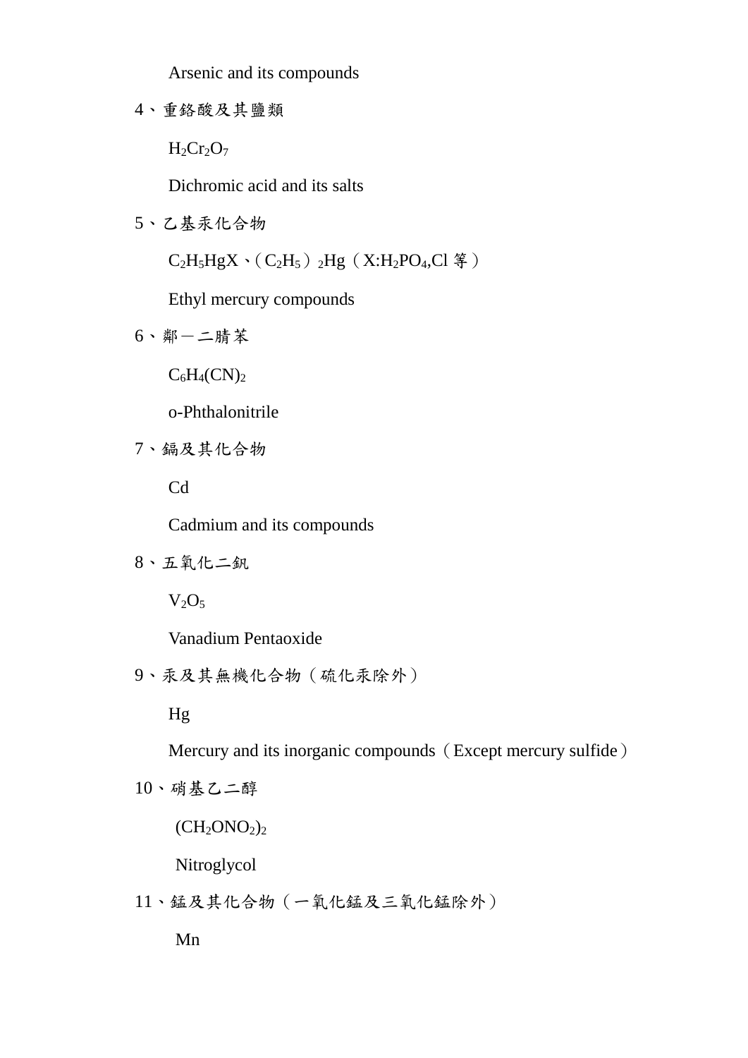Arsenic and its compounds

4、重鉻酸及其鹽類

$H_2Cr_2O_7$

Dichromic acid and its salts

5、乙基汞化合物

$C_2H_5HgX$、（$C_2H_5$）$_2Hg$（X:$H_2PO_4$,Cl 等）

Ethyl mercury compounds

6、鄰－二腈苯

$C_6H_4(CN)_2$

o-Phthalonitrile

7、鎘及其化合物

Cd

Cadmium and its compounds

8、五氧化二釩

$V_2O_5$

Vanadium Pentaoxide

9、汞及其無機化合物（硫化汞除外）

Hg

Mercury and its inorganic compounds（Except mercury sulfide）

10、硝基乙二醇

$(CH_2ONO_2)_2$

Nitroglycol

11、錳及其化合物（一氧化錳及三氧化錳除外）

Mn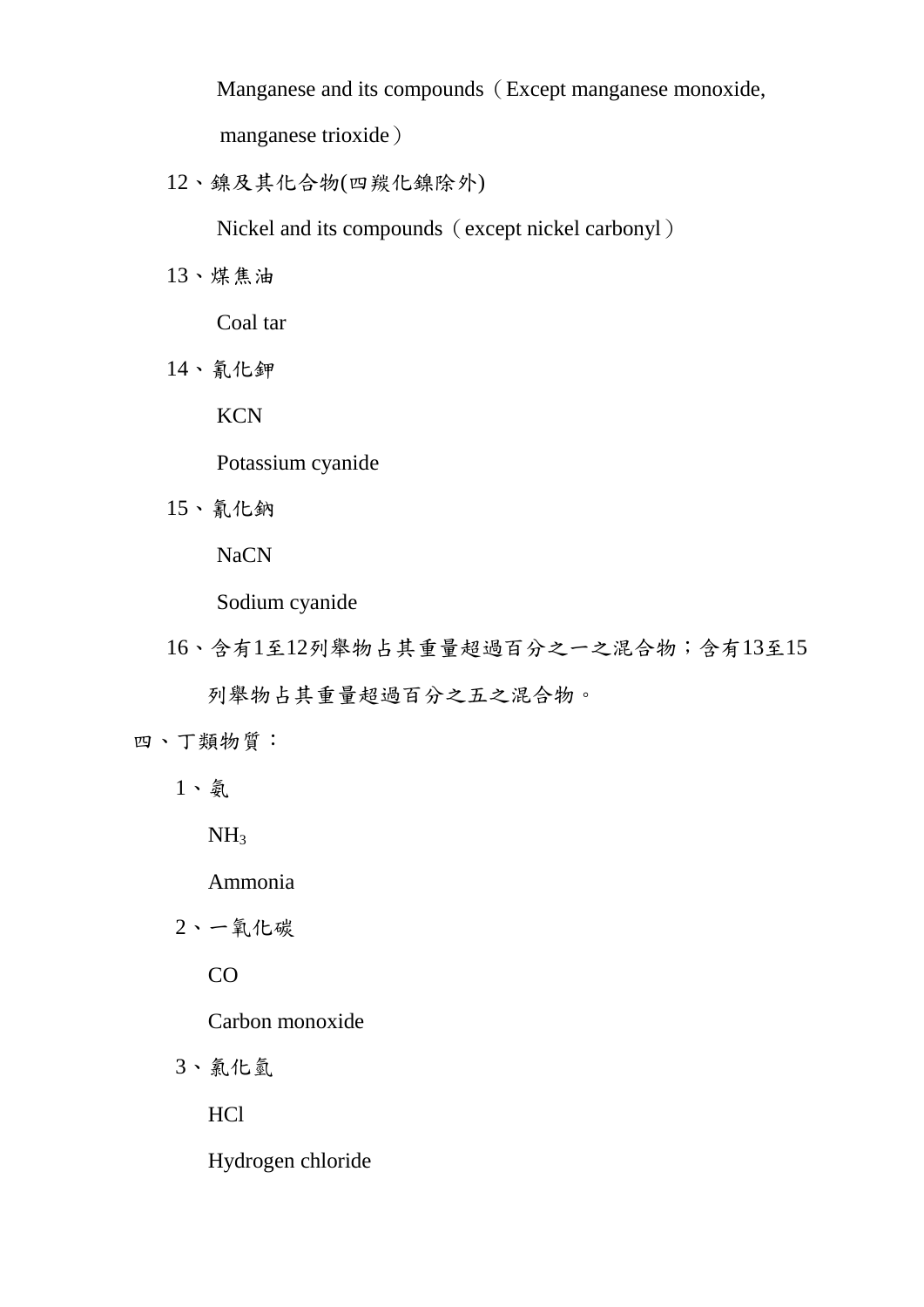Manganese and its compounds（Except manganese monoxide, manganese trioxide）

12、鎳及其化合物(四羰化鎳除外)

Nickel and its compounds（except nickel carbonyl）

13、煤焦油

Coal tar

14、氰化鉀

KCN

Potassium cyanide

15、氰化鈉

NaCN

Sodium cyanide

16、含有1至12列舉物占其重量超過百分之一之混合物；含有13至15列舉物占其重量超過百分之五之混合物。

四、丁類物質：

1、氨

$NH_3$

Ammonia

2、一氧化碳

CO

Carbon monoxide

3、氯化氫

HCl

Hydrogen chloride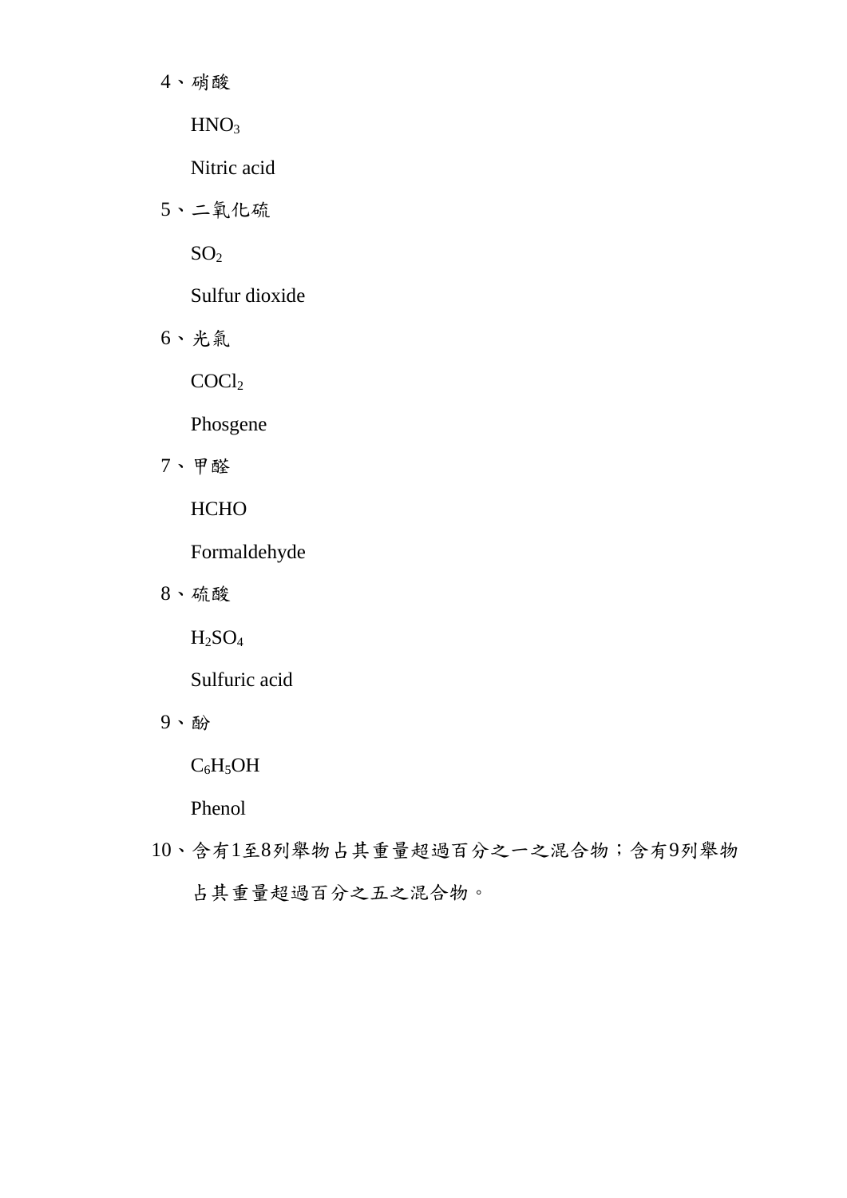4、硝酸

$HNO_3$

Nitric acid

5、二氧化硫

$SO_2$

Sulfur dioxide

6、光氣

$COCl_2$

Phosgene

7、甲醛

HCHO

Formaldehyde

8、硫酸

$H_2SO_4$

Sulfuric acid

9、酚

$C_6H_5OH$

Phenol

10、含有1至8列舉物占其重量超過百分之一之混合物；含有9列舉物占其重量超過百分之五之混合物。